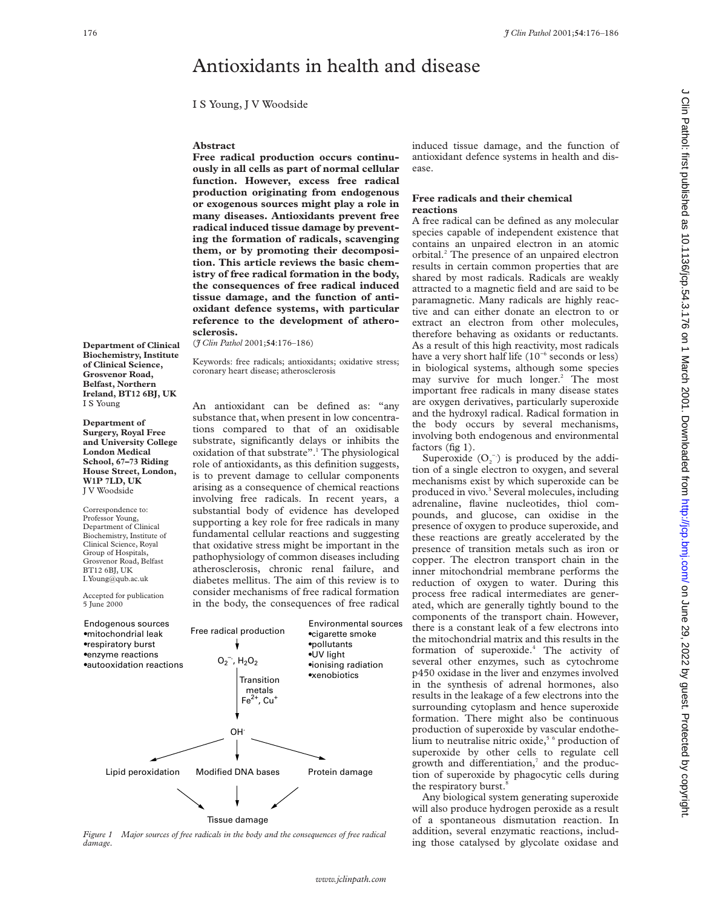# Antioxidants in health and disease

I S Young, J V Woodside

## Abstract

**Free radical production occurs continuously in all cells as part of normal cellular function. However, excess free radical production originating from endogenous or exogenous sources might play a role in many diseases. Antioxidants prevent free radical induced tissue damage by preventing the formation of radicals, scavenging them, or by promoting their decomposition. This article reviews the basic chemistry of free radical formation in the body, the consequences of free radical induced tissue damage, and the function of antioxidant defence systems, with particular reference to the development of atherosclerosis.**

(*J Clin Pathol* 2001;**54**:176–186)

Keywords: free radicals; antioxidants; oxidative stress; coronary heart disease; atherosclerosis

**Department of Clinical Biochemistry, Institute of Clinical Science, Grosvenor Road, Belfast, Northern Ireland, BT12 6BJ, UK**
I S Young

**Department of Surgery, Royal Free and University College London Medical School, 67–73 Riding House Street, London, W1P 7LD, UK**
J V Woodside

Correspondence to: Professor Young, Department of Clinical Biochemistry, Institute of Clinical Science, Royal Group of Hospitals, Grosvenor Road, Belfast BT12 6BJ, UK
I.Young@qub.ac.uk

Accepted for publication 5 June 2000

An antioxidant can be defined as: "any substance that, when present in low concentrations compared to that of an oxidisable substrate, significantly delays or inhibits the oxidation of that substrate".[1] The physiological role of antioxidants, as this definition suggests, is to prevent damage to cellular components arising as a consequence of chemical reactions involving free radicals. In recent years, a substantial body of evidence has developed supporting a key role for free radicals in many fundamental cellular reactions and suggesting that oxidative stress might be important in the pathophysiology of common diseases including atherosclerosis, chronic renal failure, and diabetes mellitus. The aim of this review is to consider mechanisms of free radical formation in the body, the consequences of free radical induced tissue damage, and the function of antioxidant defence systems in health and disease.

Endogenous sources
- mitochondrial leak
- respiratory burst
- enzyme reactions
- autooxidation reactions

Environmental sources
- cigarette smoke
- pollutants
- UV light
- ionising radiation
- xenobiotics

Free radical production → $O_2^{\cdot-}$, $H_2O_2$ → (Transition metals $Fe^{2+}$, $Cu^{+}$) → $OH^{\cdot}$ → Lipid peroxidation / Modified DNA bases / Protein damage → Tissue damage

*Figure 1 Major sources of free radicals in the body and the consequences of free radical damage.*

## Free radicals and their chemical reactions

A free radical can be defined as any molecular species capable of independent existence that contains an unpaired electron in an atomic orbital.[2] The presence of an unpaired electron results in certain common properties that are shared by most radicals. Radicals are weakly attracted to a magnetic field and are said to be paramagnetic. Many radicals are highly reactive and can either donate an electron to or extract an electron from other molecules, therefore behaving as oxidants or reductants. As a result of this high reactivity, most radicals have a very short half life ($10^{-6}$ seconds or less) in biological systems, although some species may survive for much longer.[2] The most important free radicals in many disease states are oxygen derivatives, particularly superoxide and the hydroxyl radical. Radical formation in the body occurs by several mechanisms, involving both endogenous and environmental factors (fig 1).

Superoxide ($O_2^{\cdot-}$) is produced by the addition of a single electron to oxygen, and several mechanisms exist by which superoxide can be produced in vivo.[3] Several molecules, including adrenaline, flavine nucleotides, thiol compounds, and glucose, can oxidise in the presence of oxygen to produce superoxide, and these reactions are greatly accelerated by the presence of transition metals such as iron or copper. The electron transport chain in the inner mitochondrial membrane performs the reduction of oxygen to water. During this process free radical intermediates are generated, which are generally tightly bound to the components of the transport chain. However, there is a constant leak of a few electrons into the mitochondrial matrix and this results in the formation of superoxide.[4] The activity of several other enzymes, such as cytochrome p450 oxidase in the liver and enzymes involved in the synthesis of adrenal hormones, also results in the leakage of a few electrons into the surrounding cytoplasm and hence superoxide formation. There might also be continuous production of superoxide by vascular endothelium to neutralise nitric oxide,[5,6] production of superoxide by other cells to regulate cell growth and differentiation,[7] and the production of superoxide by phagocytic cells during the respiratory burst.[8]

Any biological system generating superoxide will also produce hydrogen peroxide as a result of a spontaneous dismutation reaction. In addition, several enzymatic reactions, including those catalysed by glycolate oxidase and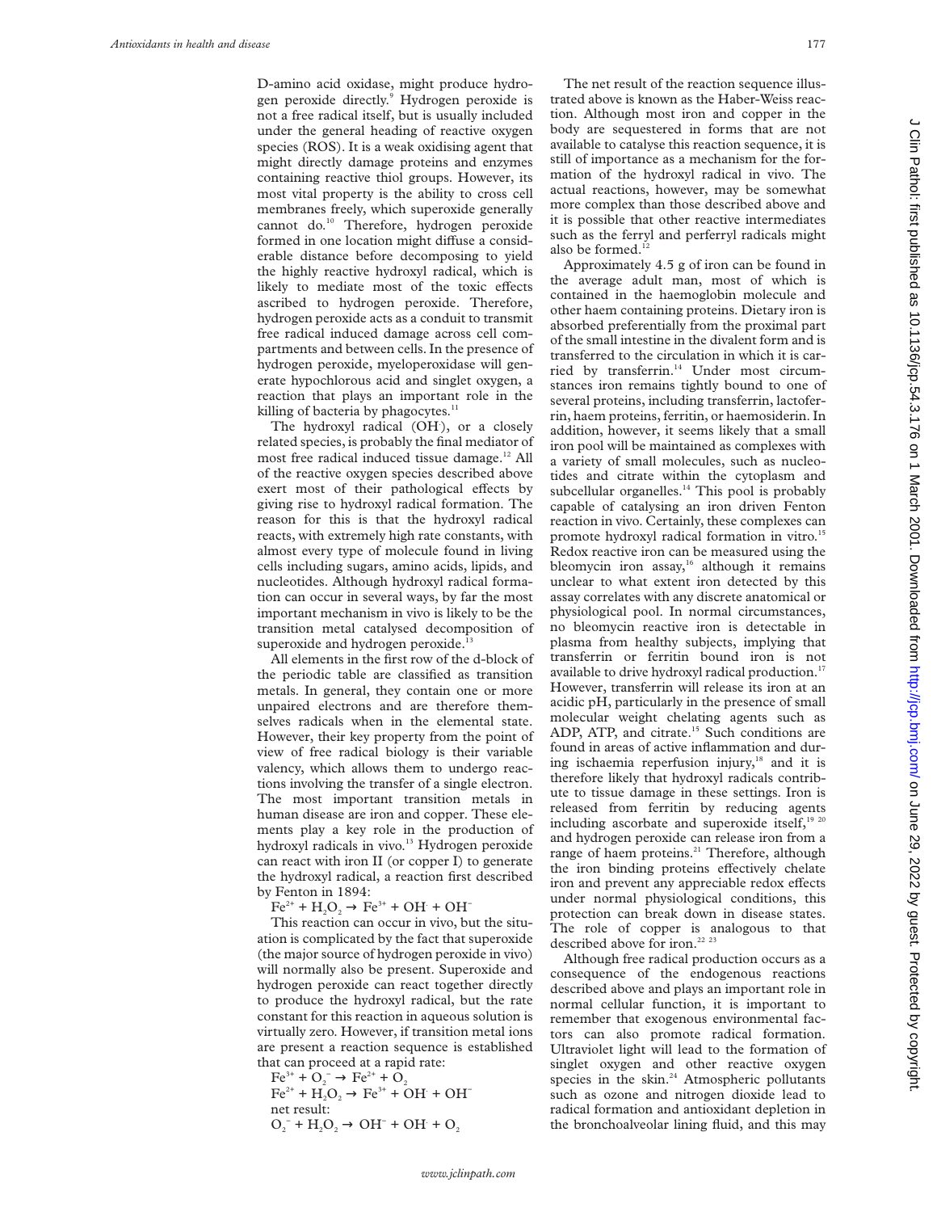D-amino acid oxidase, might produce hydrogen peroxide directly.[9] Hydrogen peroxide is not a free radical itself, but is usually included under the general heading of reactive oxygen species (ROS). It is a weak oxidising agent that might directly damage proteins and enzymes containing reactive thiol groups. However, its most vital property is the ability to cross cell membranes freely, which superoxide generally cannot do.[10] Therefore, hydrogen peroxide formed in one location might diffuse a considerable distance before decomposing to yield the highly reactive hydroxyl radical, which is likely to mediate most of the toxic effects ascribed to hydrogen peroxide. Therefore, hydrogen peroxide acts as a conduit to transmit free radical induced damage across cell compartments and between cells. In the presence of hydrogen peroxide, myeloperoxidase will generate hypochlorous acid and singlet oxygen, a reaction that plays an important role in the killing of bacteria by phagocytes.[11]

The hydroxyl radical ($OH^{\cdot}$), or a closely related species, is probably the final mediator of most free radical induced tissue damage.[12] All of the reactive oxygen species described above exert most of their pathological effects by giving rise to hydroxyl radical formation. The reason for this is that the hydroxyl radical reacts, with extremely high rate constants, with almost every type of molecule found in living cells including sugars, amino acids, lipids, and nucleotides. Although hydroxyl radical formation can occur in several ways, by far the most important mechanism in vivo is likely to be the transition metal catalysed decomposition of superoxide and hydrogen peroxide.[13]

All elements in the first row of the d-block of the periodic table are classified as transition metals. In general, they contain one or more unpaired electrons and are therefore themselves radicals when in the elemental state. However, their key property from the point of view of free radical biology is their variable valency, which allows them to undergo reactions involving the transfer of a single electron. The most important transition metals in human disease are iron and copper. These elements play a key role in the production of hydroxyl radicals in vivo.[13] Hydrogen peroxide can react with iron II (or copper I) to generate the hydroxyl radical, a reaction first described by Fenton in 1894:

$$Fe^{2+} + H_2O_2 \rightarrow Fe^{3+} + OH^{\cdot} + OH^-$$

This reaction can occur in vivo, but the situation is complicated by the fact that superoxide (the major source of hydrogen peroxide in vivo) will normally also be present. Superoxide and hydrogen peroxide can react together directly to produce the hydroxyl radical, but the rate constant for this reaction in aqueous solution is virtually zero. However, if transition metal ions are present a reaction sequence is established that can proceed at a rapid rate:

$$Fe^{3+} + O_2^{\cdot-} \rightarrow Fe^{2+} + O_2$$

$$Fe^{2+} + H_2O_2 \rightarrow Fe^{3+} + OH^{\cdot} + OH^-$$

net result:

$$O_2^{\cdot-} + H_2O_2 \rightarrow OH^- + OH^{\cdot} + O_2$$

The net result of the reaction sequence illustrated above is known as the Haber-Weiss reaction. Although most iron and copper in the body are sequestered in forms that are not available to catalyse this reaction sequence, it is still of importance as a mechanism for the formation of the hydroxyl radical in vivo. The actual reactions, however, may be somewhat more complex than those described above and it is possible that other reactive intermediates such as the ferryl and perferryl radicals might also be formed.[12]

Approximately 4.5 g of iron can be found in the average adult man, most of which is contained in the haemoglobin molecule and other haem containing proteins. Dietary iron is absorbed preferentially from the proximal part of the small intestine in the divalent form and is transferred to the circulation in which it is carried by transferrin.[14] Under most circumstances iron remains tightly bound to one of several proteins, including transferrin, lactoferrin, haem proteins, ferritin, or haemosiderin. In addition, however, it seems likely that a small iron pool will be maintained as complexes with a variety of small molecules, such as nucleotides and citrate within the cytoplasm and subcellular organelles.[14] This pool is probably capable of catalysing an iron driven Fenton reaction in vivo. Certainly, these complexes can promote hydroxyl radical formation in vitro.[15] Redox reactive iron can be measured using the bleomycin iron assay,[16] although it remains unclear to what extent iron detected by this assay correlates with any discrete anatomical or physiological pool. In normal circumstances, no bleomycin reactive iron is detectable in plasma from healthy subjects, implying that transferrin or ferritin bound iron is not available to drive hydroxyl radical production.[17] However, transferrin will release its iron at an acidic pH, particularly in the presence of small molecular weight chelating agents such as ADP, ATP, and citrate.[15] Such conditions are found in areas of active inflammation and during ischaemia reperfusion injury,[18] and it is therefore likely that hydroxyl radicals contribute to tissue damage in these settings. Iron is released from ferritin by reducing agents including ascorbate and superoxide itself,[19,20] and hydrogen peroxide can release iron from a range of haem proteins.[21] Therefore, although the iron binding proteins effectively chelate iron and prevent any appreciable redox effects under normal physiological conditions, this protection can break down in disease states. The role of copper is analogous to that described above for iron.[22,23]

Although free radical production occurs as a consequence of the endogenous reactions described above and plays an important role in normal cellular function, it is important to remember that exogenous environmental factors can also promote radical formation. Ultraviolet light will lead to the formation of singlet oxygen and other reactive oxygen species in the skin.[24] Atmospheric pollutants such as ozone and nitrogen dioxide lead to radical formation and antioxidant depletion in the bronchoalveolar lining fluid, and this may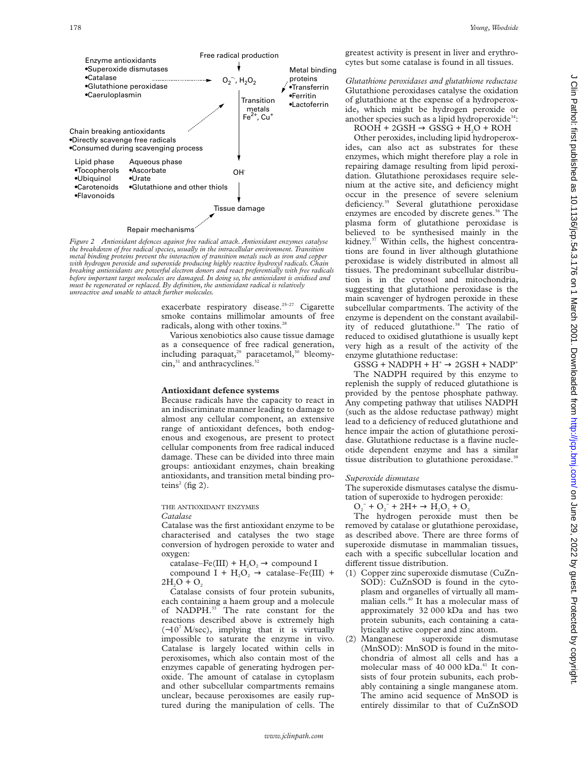Enzyme antioxidants
- Superoxide dismutases
- Catalase
- Glutathione peroxidase
- Caeruloplasmin

Free radical production

$O_2^{-}$, $H_2O_2$

Metal binding proteins
- Transferrin
- Ferritin
- Lactoferrin

Transition metals $Fe^{2+}$, $Cu^{+}$

Chain breaking antioxidants
- Directly scavenge free radicals
- Consumed during scavenging process

| Lipid phase | Aqueous phase |
|---|---|
| Tocopherols | Ascorbate |
| Ubiquinol | Urate |
| Carotenoids | Glutathione and other thiols |
| Flavonoids | |

$OH^{\cdot}$

Tissue damage

Repair mechanisms

*Figure 2 Antioxidant defences against free radical attack. Antioxidant enzymes catalyse the breakdown of free radical species, usually in the intracellular environment. Transition metal binding proteins prevent the interaction of transition metals such as iron and copper with hydrogen peroxide and superoxide producing highly reactive hydroxyl radicals. Chain breaking antioxidants are powerful electron donors and react preferentially with free radicals before important target molecules are damaged. In doing so, the antioxidant is oxidised and must be regenerated or replaced. By definition, the antioxidant radical is relatively unreactive and unable to attack further molecules.*

exacerbate respiratory disease.[25–27] Cigarette smoke contains millimolar amounts of free radicals, along with other toxins.[28]

Various xenobiotics also cause tissue damage as a consequence of free radical generation, including paraquat,[29] paracetamol,[30] bleomycin,[31] and anthracyclines.[32]

## Antioxidant defence systems

Because radicals have the capacity to react in an indiscriminate manner leading to damage to almost any cellular component, an extensive range of antioxidant defences, both endogenous and exogenous, are present to protect cellular components from free radical induced damage. These can be divided into three main groups: antioxidant enzymes, chain breaking antioxidants, and transition metal binding proteins[2] (fig 2).

### THE ANTIOXIDANT ENZYMES

#### *Catalase*

Catalase was the first antioxidant enzyme to be characterised and catalyses the two stage conversion of hydrogen peroxide to water and oxygen:

catalase–Fe(III) + $H_2O_2$ → compound I

compound I + $H_2O_2$ → catalase–Fe(III) + $2H_2O$ + $O_2$

Catalase consists of four protein subunits, each containing a haem group and a molecule of NADPH.[33] The rate constant for the reactions described above is extremely high (~$10^7$ M/sec), implying that it is virtually impossible to saturate the enzyme in vivo. Catalase is largely located within cells in peroxisomes, which also contain most of the enzymes capable of generating hydrogen peroxide. The amount of catalase in cytoplasm and other subcellular compartments remains unclear, because peroxisomes are easily ruptured during the manipulation of cells. The greatest activity is present in liver and erythrocytes but some catalase is found in all tissues.

#### *Glutathione peroxidases and glutathione reductase*

Glutathione peroxidases catalyse the oxidation of glutathione at the expense of a hydroperoxide, which might be hydrogen peroxide or another species such as a lipid hydroperoxide[34]:

ROOH + 2GSH → GSSG + $H_2O$ + ROH

Other peroxides, including lipid hydroperoxides, can also act as substrates for these enzymes, which might therefore play a role in repairing damage resulting from lipid peroxidation. Glutathione peroxidases require selenium at the active site, and deficiency might occur in the presence of severe selenium deficiency.[35] Several glutathione peroxidase enzymes are encoded by discrete genes.[36] The plasma form of glutathione peroxidase is believed to be synthesised mainly in the kidney.[37] Within cells, the highest concentrations are found in liver although glutathione peroxidase is widely distributed in almost all tissues. The predominant subcellular distribution is in the cytosol and mitochondria, suggesting that glutathione peroxidase is the main scavenger of hydrogen peroxide in these subcellular compartments. The activity of the enzyme is dependent on the constant availability of reduced glutathione.[38] The ratio of reduced to oxidised glutathione is usually kept very high as a result of the activity of the enzyme glutathione reductase:

GSSG + NADPH + $H^+$ → 2GSH + $NADP^+$

The NADPH required by this enzyme to replenish the supply of reduced glutathione is provided by the pentose phosphate pathway. Any competing pathway that utilises NADPH (such as the aldose reductase pathway) might lead to a deficiency of reduced glutathione and hence impair the action of glutathione peroxidase. Glutathione reductase is a flavine nucleotide dependent enzyme and has a similar tissue distribution to glutathione peroxidase.[39]

#### *Superoxide dismutase*

The superoxide dismutases catalyse the dismutation of superoxide to hydrogen peroxide:

$O_2^{-}$ + $O_2^{-}$ + 2H+ → $H_2O_2$ + $O_2$

The hydrogen peroxide must then be removed by catalase or glutathione peroxidase, as described above. There are three forms of superoxide dismutase in mammalian tissues, each with a specific subcellular location and different tissue distribution.

(1) Copper zinc superoxide dismutase (CuZnSOD): CuZnSOD is found in the cytoplasm and organelles of virtually all mammalian cells.[40] It has a molecular mass of approximately 32 000 kDa and has two protein subunits, each containing a catalytically active copper and zinc atom.

(2) Manganese superoxide dismutase (MnSOD): MnSOD is found in the mitochondria of almost all cells and has a molecular mass of 40 000 kDa.[41] It consists of four protein subunits, each probably containing a single manganese atom. The amino acid sequence of MnSOD is entirely dissimilar to that of CuZnSOD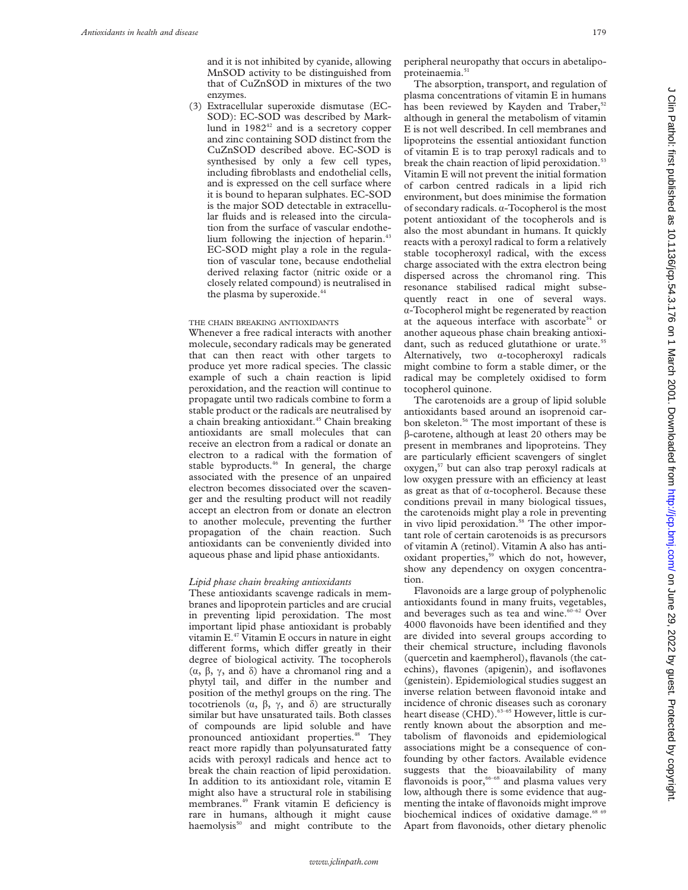and it is not inhibited by cyanide, allowing MnSOD activity to be distinguished from that of CuZnSOD in mixtures of the two enzymes.

(3) Extracellular superoxide dismutase (EC-SOD): EC-SOD was described by Marklund in 1982[42] and is a secretory copper and zinc containing SOD distinct from the CuZnSOD described above. EC-SOD is synthesised by only a few cell types, including fibroblasts and endothelial cells, and is expressed on the cell surface where it is bound to heparan sulphates. EC-SOD is the major SOD detectable in extracellular fluids and is released into the circulation from the surface of vascular endothelium following the injection of heparin.[43] EC-SOD might play a role in the regulation of vascular tone, because endothelial derived relaxing factor (nitric oxide or a closely related compound) is neutralised in the plasma by superoxide.[44]

### THE CHAIN BREAKING ANTIOXIDANTS

Whenever a free radical interacts with another molecule, secondary radicals may be generated that can then react with other targets to produce yet more radical species. The classic example of such a chain reaction is lipid peroxidation, and the reaction will continue to propagate until two radicals combine to form a stable product or the radicals are neutralised by a chain breaking antioxidant.[45] Chain breaking antioxidants are small molecules that can receive an electron from a radical or donate an electron to a radical with the formation of stable byproducts.[46] In general, the charge associated with the presence of an unpaired electron becomes dissociated over the scavenger and the resulting product will not readily accept an electron from or donate an electron to another molecule, preventing the further propagation of the chain reaction. Such antioxidants can be conveniently divided into aqueous phase and lipid phase antioxidants.

#### *Lipid phase chain breaking antioxidants*

These antioxidants scavenge radicals in membranes and lipoprotein particles and are crucial in preventing lipid peroxidation. The most important lipid phase antioxidant is probably vitamin E.[47] Vitamin E occurs in nature in eight different forms, which differ greatly in their degree of biological activity. The tocopherols (α, β, γ, and δ) have a chromanol ring and a phytyl tail, and differ in the number and position of the methyl groups on the ring. The tocotrienols (α, β, γ, and δ) are structurally similar but have unsaturated tails. Both classes of compounds are lipid soluble and have pronounced antioxidant properties.[48] They react more rapidly than polyunsaturated fatty acids with peroxyl radicals and hence act to break the chain reaction of lipid peroxidation. In addition to its antioxidant role, vitamin E might also have a structural role in stabilising membranes.[49] Frank vitamin E deficiency is rare in humans, although it might cause haemolysis[50] and might contribute to the peripheral neuropathy that occurs in abetalipoproteinaemia.[51]

The absorption, transport, and regulation of plasma concentrations of vitamin E in humans has been reviewed by Kayden and Traber,[52] although in general the metabolism of vitamin E is not well described. In cell membranes and lipoproteins the essential antioxidant function of vitamin E is to trap peroxyl radicals and to break the chain reaction of lipid peroxidation.[53] Vitamin E will not prevent the initial formation of carbon centred radicals in a lipid rich environment, but does minimise the formation of secondary radicals. α-Tocopherol is the most potent antioxidant of the tocopherols and is also the most abundant in humans. It quickly reacts with a peroxyl radical to form a relatively stable tocopheroxyl radical, with the excess charge associated with the extra electron being dispersed across the chromanol ring. This resonance stabilised radical might subsequently react in one of several ways. α-Tocopherol might be regenerated by reaction at the aqueous interface with ascorbate[54] or another aqueous phase chain breaking antioxidant, such as reduced glutathione or urate.[55] Alternatively, two α-tocopheroxyl radicals might combine to form a stable dimer, or the radical may be completely oxidised to form tocopherol quinone.

The carotenoids are a group of lipid soluble antioxidants based around an isoprenoid carbon skeleton.[56] The most important of these is β-carotene, although at least 20 others may be present in membranes and lipoproteins. They are particularly efficient scavengers of singlet oxygen,[57] but can also trap peroxyl radicals at low oxygen pressure with an efficiency at least as great as that of α-tocopherol. Because these conditions prevail in many biological tissues, the carotenoids might play a role in preventing in vivo lipid peroxidation.[58] The other important role of certain carotenoids is as precursors of vitamin A (retinol). Vitamin A also has antioxidant properties,[59] which do not, however, show any dependency on oxygen concentration.

Flavonoids are a large group of polyphenolic antioxidants found in many fruits, vegetables, and beverages such as tea and wine.[60–62] Over 4000 flavonoids have been identified and they are divided into several groups according to their chemical structure, including flavonols (quercetin and kaempherol), flavanols (the catechins), flavones (apigenin), and isoflavones (genistein). Epidemiological studies suggest an inverse relation between flavonoid intake and incidence of chronic diseases such as coronary heart disease (CHD).[63–65] However, little is currently known about the absorption and metabolism of flavonoids and epidemiological associations might be a consequence of confounding by other factors. Available evidence suggests that the bioavailability of many flavonoids is poor,[66–68] and plasma values very low, although there is some evidence that augmenting the intake of flavonoids might improve biochemical indices of oxidative damage.[68 69] Apart from flavonoids, other dietary phenolic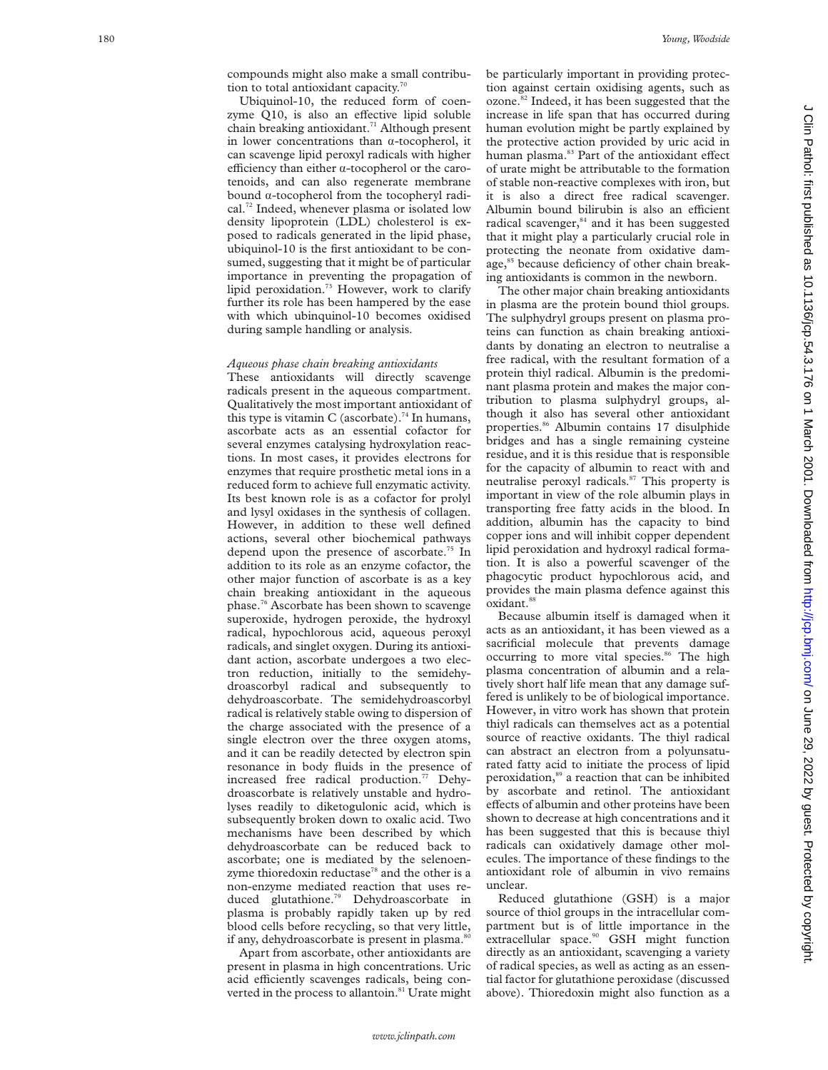compounds might also make a small contribution to total antioxidant capacity.[70]

Ubiquinol-10, the reduced form of coenzyme Q10, is also an effective lipid soluble chain breaking antioxidant.[71] Although present in lower concentrations than α-tocopherol, it can scavenge lipid peroxyl radicals with higher efficiency than either α-tocopherol or the carotenoids, and can also regenerate membrane bound α-tocopherol from the tocopheryl radical.[72] Indeed, whenever plasma or isolated low density lipoprotein (LDL) cholesterol is exposed to radicals generated in the lipid phase, ubiquinol-10 is the first antioxidant to be consumed, suggesting that it might be of particular importance in preventing the propagation of lipid peroxidation.[73] However, work to clarify further its role has been hampered by the ease with which ubinquinol-10 becomes oxidised during sample handling or analysis.

*Aqueous phase chain breaking antioxidants*

These antioxidants will directly scavenge radicals present in the aqueous compartment. Qualitatively the most important antioxidant of this type is vitamin C (ascorbate).[74] In humans, ascorbate acts as an essential cofactor for several enzymes catalysing hydroxylation reactions. In most cases, it provides electrons for enzymes that require prosthetic metal ions in a reduced form to achieve full enzymatic activity. Its best known role is as a cofactor for prolyl and lysyl oxidases in the synthesis of collagen. However, in addition to these well defined actions, several other biochemical pathways depend upon the presence of ascorbate.[75] In addition to its role as an enzyme cofactor, the other major function of ascorbate is as a key chain breaking antioxidant in the aqueous phase.[76] Ascorbate has been shown to scavenge superoxide, hydrogen peroxide, the hydroxyl radical, hypochlorous acid, aqueous peroxyl radicals, and singlet oxygen. During its antioxidant action, ascorbate undergoes a two electron reduction, initially to the semidehydroascorbyl radical and subsequently to dehydroascorbate. The semidehydroascorbyl radical is relatively stable owing to dispersion of the charge associated with the presence of a single electron over the three oxygen atoms, and it can be readily detected by electron spin resonance in body fluids in the presence of increased free radical production.[77] Dehydroascorbate is relatively unstable and hydrolyses readily to diketogulonic acid, which is subsequently broken down to oxalic acid. Two mechanisms have been described by which dehydroascorbate can be reduced back to ascorbate; one is mediated by the selenoenzyme thioredoxin reductase[78] and the other is a non-enzyme mediated reaction that uses reduced glutathione.[79] Dehydroascorbate in plasma is probably rapidly taken up by red blood cells before recycling, so that very little, if any, dehydroascorbate is present in plasma.[80]

Apart from ascorbate, other antioxidants are present in plasma in high concentrations. Uric acid efficiently scavenges radicals, being converted in the process to allantoin.[81] Urate might be particularly important in providing protection against certain oxidising agents, such as ozone.[82] Indeed, it has been suggested that the increase in life span that has occurred during human evolution might be partly explained by the protective action provided by uric acid in human plasma.[83] Part of the antioxidant effect of urate might be attributable to the formation of stable non-reactive complexes with iron, but it is also a direct free radical scavenger. Albumin bound bilirubin is also an efficient radical scavenger,[84] and it has been suggested that it might play a particularly crucial role in protecting the neonate from oxidative damage,[85] because deficiency of other chain breaking antioxidants is common in the newborn.

The other major chain breaking antioxidants in plasma are the protein bound thiol groups. The sulphydryl groups present on plasma proteins can function as chain breaking antioxidants by donating an electron to neutralise a free radical, with the resultant formation of a protein thiyl radical. Albumin is the predominant plasma protein and makes the major contribution to plasma sulphydryl groups, although it also has several other antioxidant properties.[86] Albumin contains 17 disulphide bridges and has a single remaining cysteine residue, and it is this residue that is responsible for the capacity of albumin to react with and neutralise peroxyl radicals.[87] This property is important in view of the role albumin plays in transporting free fatty acids in the blood. In addition, albumin has the capacity to bind copper ions and will inhibit copper dependent lipid peroxidation and hydroxyl radical formation. It is also a powerful scavenger of the phagocytic product hypochlorous acid, and provides the main plasma defence against this oxidant.[88]

Because albumin itself is damaged when it acts as an antioxidant, it has been viewed as a sacrificial molecule that prevents damage occurring to more vital species.[86] The high plasma concentration of albumin and a relatively short half life mean that any damage suffered is unlikely to be of biological importance. However, in vitro work has shown that protein thiyl radicals can themselves act as a potential source of reactive oxidants. The thiyl radical can abstract an electron from a polyunsaturated fatty acid to initiate the process of lipid peroxidation,[89] a reaction that can be inhibited by ascorbate and retinol. The antioxidant effects of albumin and other proteins have been shown to decrease at high concentrations and it has been suggested that this is because thiyl radicals can oxidatively damage other molecules. The importance of these findings to the antioxidant role of albumin in vivo remains unclear.

Reduced glutathione (GSH) is a major source of thiol groups in the intracellular compartment but is of little importance in the extracellular space.[90] GSH might function directly as an antioxidant, scavenging a variety of radical species, as well as acting as an essential factor for glutathione peroxidase (discussed above). Thioredoxin might also function as a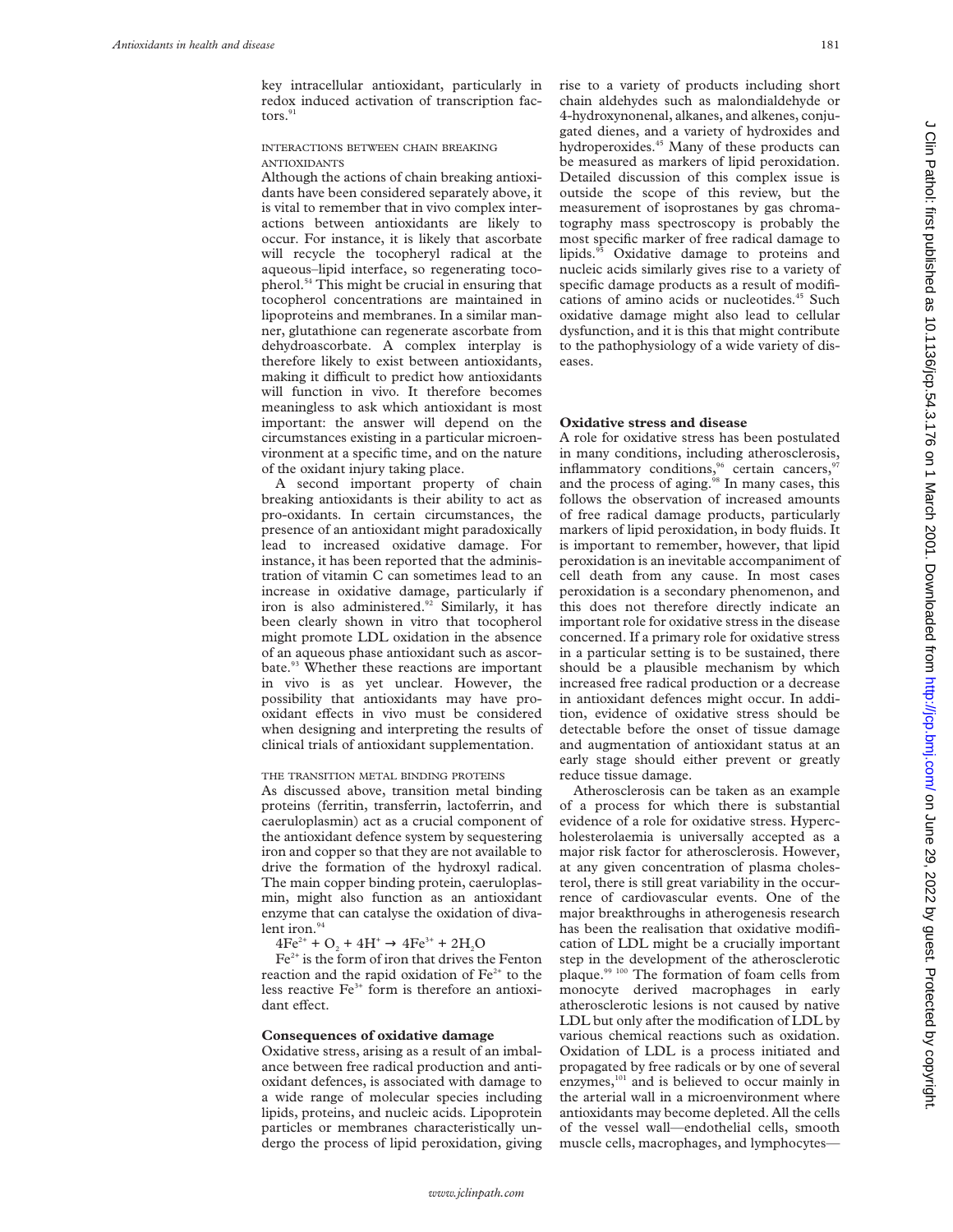key intracellular antioxidant, particularly in redox induced activation of transcription factors.[91]

#### INTERACTIONS BETWEEN CHAIN BREAKING ANTIOXIDANTS

Although the actions of chain breaking antioxidants have been considered separately above, it is vital to remember that in vivo complex interactions between antioxidants are likely to occur. For instance, it is likely that ascorbate will recycle the tocopheryl radical at the aqueous–lipid interface, so regenerating tocopherol.[54] This might be crucial in ensuring that tocopherol concentrations are maintained in lipoproteins and membranes. In a similar manner, glutathione can regenerate ascorbate from dehydroascorbate. A complex interplay is therefore likely to exist between antioxidants, making it difficult to predict how antioxidants will function in vivo. It therefore becomes meaningless to ask which antioxidant is most important: the answer will depend on the circumstances existing in a particular microenvironment at a specific time, and on the nature of the oxidant injury taking place.

A second important property of chain breaking antioxidants is their ability to act as pro-oxidants. In certain circumstances, the presence of an antioxidant might paradoxically lead to increased oxidative damage. For instance, it has been reported that the administration of vitamin C can sometimes lead to an increase in oxidative damage, particularly if iron is also administered.[92] Similarly, it has been clearly shown in vitro that tocopherol might promote LDL oxidation in the absence of an aqueous phase antioxidant such as ascorbate.[93] Whether these reactions are important in vivo is as yet unclear. However, the possibility that antioxidants may have pro-oxidant effects in vivo must be considered when designing and interpreting the results of clinical trials of antioxidant supplementation.

#### THE TRANSITION METAL BINDING PROTEINS

As discussed above, transition metal binding proteins (ferritin, transferrin, lactoferrin, and caeruloplasmin) act as a crucial component of the antioxidant defence system by sequestering iron and copper so that they are not available to drive the formation of the hydroxyl radical. The main copper binding protein, caeruloplasmin, might also function as an antioxidant enzyme that can catalyse the oxidation of divalent iron.[94]

$$4Fe^{2+} + O_2 + 4H^+ \rightarrow 4Fe^{3+} + 2H_2O$$

$Fe^{2+}$ is the form of iron that drives the Fenton reaction and the rapid oxidation of $Fe^{2+}$ to the less reactive $Fe^{3+}$ form is therefore an antioxidant effect.

## Consequences of oxidative damage

Oxidative stress, arising as a result of an imbalance between free radical production and antioxidant defences, is associated with damage to a wide range of molecular species including lipids, proteins, and nucleic acids. Lipoprotein particles or membranes characteristically undergo the process of lipid peroxidation, giving rise to a variety of products including short chain aldehydes such as malondialdehyde or 4-hydroxynonenal, alkanes, and alkenes, conjugated dienes, and a variety of hydroxides and hydroperoxides.[45] Many of these products can be measured as markers of lipid peroxidation. Detailed discussion of this complex issue is outside the scope of this review, but the measurement of isoprostanes by gas chromatography mass spectroscopy is probably the most specific marker of free radical damage to lipids.[95] Oxidative damage to proteins and nucleic acids similarly gives rise to a variety of specific damage products as a result of modifications of amino acids or nucleotides.[45] Such oxidative damage might also lead to cellular dysfunction, and it is this that might contribute to the pathophysiology of a wide variety of diseases.

## Oxidative stress and disease

A role for oxidative stress has been postulated in many conditions, including atherosclerosis, inflammatory conditions,[96] certain cancers,[97] and the process of aging.[98] In many cases, this follows the observation of increased amounts of free radical damage products, particularly markers of lipid peroxidation, in body fluids. It is important to remember, however, that lipid peroxidation is an inevitable accompaniment of cell death from any cause. In most cases peroxidation is a secondary phenomenon, and this does not therefore directly indicate an important role for oxidative stress in the disease concerned. If a primary role for oxidative stress in a particular setting is to be sustained, there should be a plausible mechanism by which increased free radical production or a decrease in antioxidant defences might occur. In addition, evidence of oxidative stress should be detectable before the onset of tissue damage and augmentation of antioxidant status at an early stage should either prevent or greatly reduce tissue damage.

Atherosclerosis can be taken as an example of a process for which there is substantial evidence of a role for oxidative stress. Hypercholesterolaemia is universally accepted as a major risk factor for atherosclerosis. However, at any given concentration of plasma cholesterol, there is still great variability in the occurrence of cardiovascular events. One of the major breakthroughs in atherogenesis research has been the realisation that oxidative modification of LDL might be a crucially important step in the development of the atherosclerotic plaque.[99 100] The formation of foam cells from monocyte derived macrophages in early atherosclerotic lesions is not caused by native LDL but only after the modification of LDL by various chemical reactions such as oxidation. Oxidation of LDL is a process initiated and propagated by free radicals or by one of several enzymes,[101] and is believed to occur mainly in the arterial wall in a microenvironment where antioxidants may become depleted. All the cells of the vessel wall—endothelial cells, smooth muscle cells, macrophages, and lymphocytes—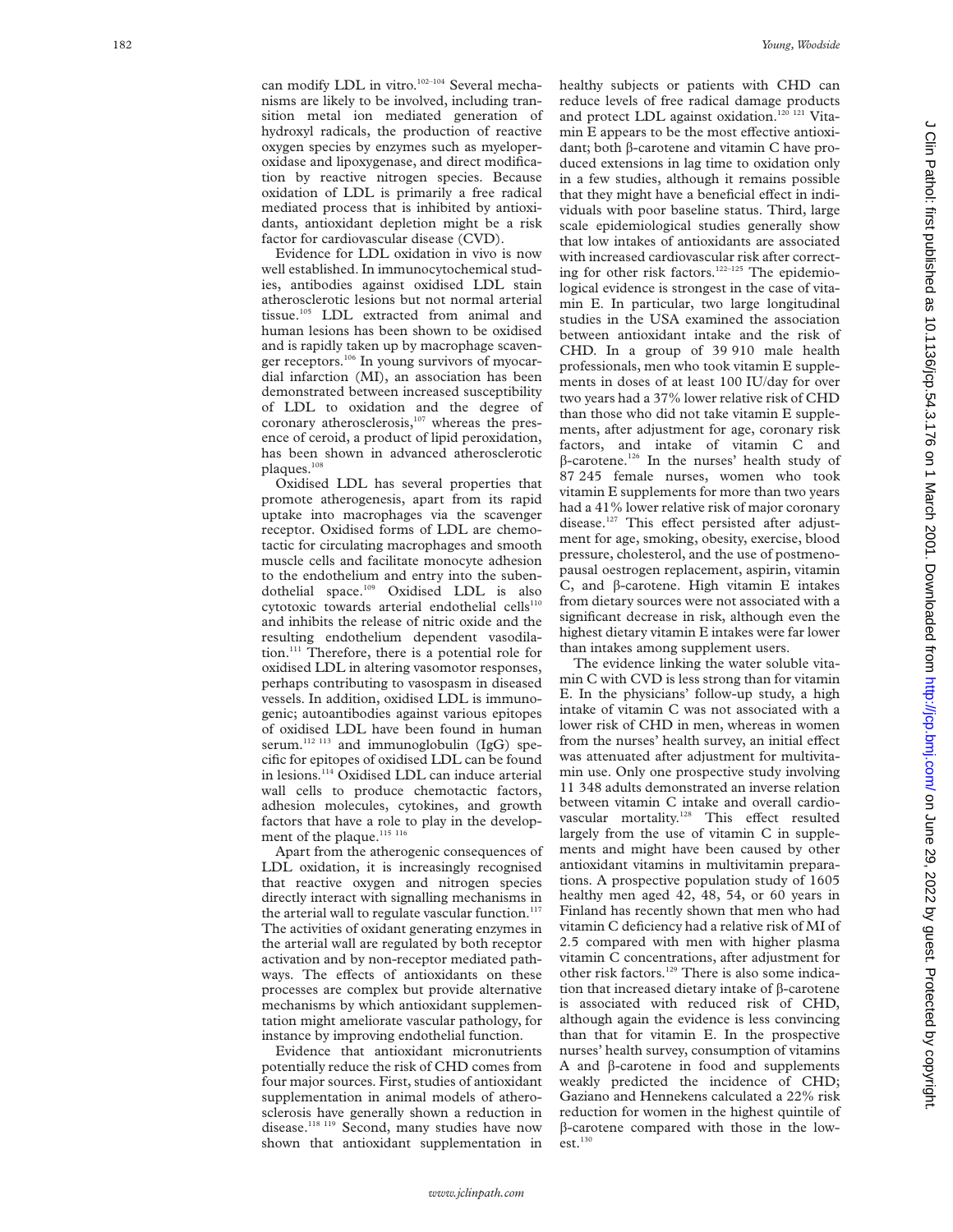can modify LDL in vitro.[102–104] Several mechanisms are likely to be involved, including transition metal ion mediated generation of hydroxyl radicals, the production of reactive oxygen species by enzymes such as myeloperoxidase and lipoxygenase, and direct modification by reactive nitrogen species. Because oxidation of LDL is primarily a free radical mediated process that is inhibited by antioxidants, antioxidant depletion might be a risk factor for cardiovascular disease (CVD).

Evidence for LDL oxidation in vivo is now well established. In immunocytochemical studies, antibodies against oxidised LDL stain atherosclerotic lesions but not normal arterial tissue.[105] LDL extracted from animal and human lesions has been shown to be oxidised and is rapidly taken up by macrophage scavenger receptors.[106] In young survivors of myocardial infarction (MI), an association has been demonstrated between increased susceptibility of LDL to oxidation and the degree of coronary atherosclerosis,[107] whereas the presence of ceroid, a product of lipid peroxidation, has been shown in advanced atherosclerotic plaques.[108]

Oxidised LDL has several properties that promote atherogenesis, apart from its rapid uptake into macrophages via the scavenger receptor. Oxidised forms of LDL are chemotactic for circulating macrophages and smooth muscle cells and facilitate monocyte adhesion to the endothelium and entry into the subendothelial space.[109] Oxidised LDL is also cytotoxic towards arterial endothelial cells[110] and inhibits the release of nitric oxide and the resulting endothelium dependent vasodilatation.[111] Therefore, there is a potential role for oxidised LDL in altering vasomotor responses, perhaps contributing to vasospasm in diseased vessels. In addition, oxidised LDL is immunogenic; autoantibodies against various epitopes of oxidised LDL have been found in human serum.[112 113] and immunoglobulin (IgG) specific for epitopes of oxidised LDL can be found in lesions.[114] Oxidised LDL can induce arterial wall cells to produce chemotactic factors, adhesion molecules, cytokines, and growth factors that have a role to play in the development of the plaque.[115 116]

Apart from the atherogenic consequences of LDL oxidation, it is increasingly recognised that reactive oxygen and nitrogen species directly interact with signalling mechanisms in the arterial wall to regulate vascular function.[117] The activities of oxidant generating enzymes in the arterial wall are regulated by both receptor activation and by non-receptor mediated pathways. The effects of antioxidants on these processes are complex but provide alternative mechanisms by which antioxidant supplementation might ameliorate vascular pathology, for instance by improving endothelial function.

Evidence that antioxidant micronutrients potentially reduce the risk of CHD comes from four major sources. First, studies of antioxidant supplementation in animal models of atherosclerosis have generally shown a reduction in disease.[118 119] Second, many studies have now shown that antioxidant supplementation in healthy subjects or patients with CHD can reduce levels of free radical damage products and protect LDL against oxidation.[120 121] Vitamin E appears to be the most effective antioxidant; both β-carotene and vitamin C have produced extensions in lag time to oxidation only in a few studies, although it remains possible that they might have a beneficial effect in individuals with poor baseline status. Third, large scale epidemiological studies generally show that low intakes of antioxidants are associated with increased cardiovascular risk after correcting for other risk factors.[122–125] The epidemiological evidence is strongest in the case of vitamin E. In particular, two large longitudinal studies in the USA examined the association between antioxidant intake and the risk of CHD. In a group of 39 910 male health professionals, men who took vitamin E supplements in doses of at least 100 IU/day for over two years had a 37% lower relative risk of CHD than those who did not take vitamin E supplements, after adjustment for age, coronary risk factors, and intake of vitamin C and β-carotene.[126] In the nurses' health study of 87 245 female nurses, women who took vitamin E supplements for more than two years had a 41% lower relative risk of major coronary disease.[127] This effect persisted after adjustment for age, smoking, obesity, exercise, blood pressure, cholesterol, and the use of postmenopausal oestrogen replacement, aspirin, vitamin C, and β-carotene. High vitamin E intakes from dietary sources were not associated with a significant decrease in risk, although even the highest dietary vitamin E intakes were far lower than intakes among supplement users.

The evidence linking the water soluble vitamin C with CVD is less strong than for vitamin E. In the physicians' follow-up study, a high intake of vitamin C was not associated with a lower risk of CHD in men, whereas in women from the nurses' health survey, an initial effect was attenuated after adjustment for multivitamin use. Only one prospective study involving 11 348 adults demonstrated an inverse relation between vitamin C intake and overall cardiovascular mortality.[128] This effect resulted largely from the use of vitamin C in supplements and might have been caused by other antioxidant vitamins in multivitamin preparations. A prospective population study of 1605 healthy men aged 42, 48, 54, or 60 years in Finland has recently shown that men who had vitamin C deficiency had a relative risk of MI of 2.5 compared with men with higher plasma vitamin C concentrations, after adjustment for other risk factors.[129] There is also some indication that increased dietary intake of β-carotene is associated with reduced risk of CHD, although again the evidence is less convincing than that for vitamin E. In the prospective nurses' health survey, consumption of vitamins A and β-carotene in food and supplements weakly predicted the incidence of CHD; Gaziano and Hennekens calculated a 22% risk reduction for women in the highest quintile of β-carotene compared with those in the lowest.[130]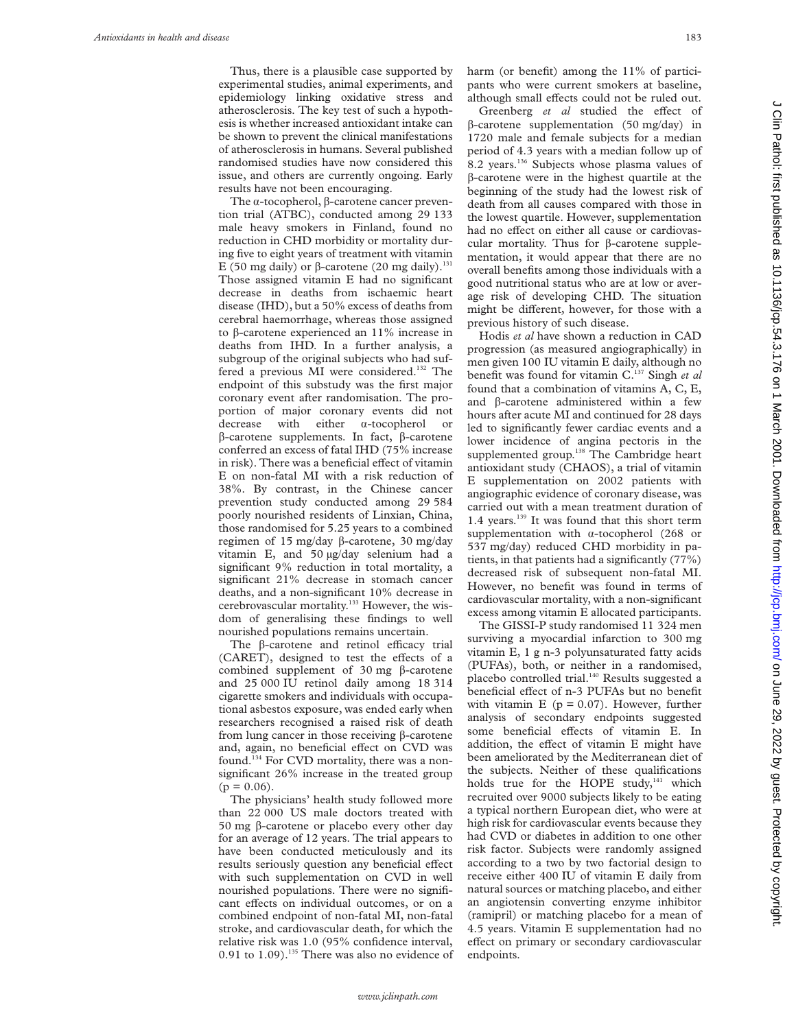Thus, there is a plausible case supported by experimental studies, animal experiments, and epidemiology linking oxidative stress and atherosclerosis. The key test of such a hypothesis is whether increased antioxidant intake can be shown to prevent the clinical manifestations of atherosclerosis in humans. Several published randomised studies have now considered this issue, and others are currently ongoing. Early results have not been encouraging.

The α-tocopherol, β-carotene cancer prevention trial (ATBC), conducted among 29 133 male heavy smokers in Finland, found no reduction in CHD morbidity or mortality during five to eight years of treatment with vitamin E (50 mg daily) or β-carotene (20 mg daily).[131] Those assigned vitamin E had no significant decrease in deaths from ischaemic heart disease (IHD), but a 50% excess of deaths from cerebral haemorrhage, whereas those assigned to β-carotene experienced an 11% increase in deaths from IHD. In a further analysis, a subgroup of the original subjects who had suffered a previous MI were considered.[132] The endpoint of this substudy was the first major coronary event after randomisation. The proportion of major coronary events did not decrease with either α-tocopherol or β-carotene supplements. In fact, β-carotene conferred an excess of fatal IHD (75% increase in risk). There was a beneficial effect of vitamin E on non-fatal MI with a risk reduction of 38%. By contrast, in the Chinese cancer prevention study conducted among 29 584 poorly nourished residents of Linxian, China, those randomised for 5.25 years to a combined regimen of 15 mg/day β-carotene, 30 mg/day vitamin E, and 50 μg/day selenium had a significant 9% reduction in total mortality, a significant 21% decrease in stomach cancer deaths, and a non-significant 10% decrease in cerebrovascular mortality.[133] However, the wisdom of generalising these findings to well nourished populations remains uncertain.

The β-carotene and retinol efficacy trial (CARET), designed to test the effects of a combined supplement of 30 mg β-carotene and 25 000 IU retinol daily among 18 314 cigarette smokers and individuals with occupational asbestos exposure, was ended early when researchers recognised a raised risk of death from lung cancer in those receiving β-carotene and, again, no beneficial effect on CVD was found.[134] For CVD mortality, there was a non-significant 26% increase in the treated group ($p = 0.06$).

The physicians' health study followed more than 22 000 US male doctors treated with 50 mg β-carotene or placebo every other day for an average of 12 years. The trial appears to have been conducted meticulously and its results seriously question any beneficial effect with such supplementation on CVD in well nourished populations. There were no significant effects on individual outcomes, or on a combined endpoint of non-fatal MI, non-fatal stroke, and cardiovascular death, for which the relative risk was 1.0 (95% confidence interval, 0.91 to 1.09).[135] There was also no evidence of harm (or benefit) among the 11% of participants who were current smokers at baseline, although small effects could not be ruled out.

Greenberg *et al* studied the effect of β-carotene supplementation (50 mg/day) in 1720 male and female subjects for a median period of 4.3 years with a median follow up of 8.2 years.[136] Subjects whose plasma values of β-carotene were in the highest quartile at the beginning of the study had the lowest risk of death from all causes compared with those in the lowest quartile. However, supplementation had no effect on either all cause or cardiovascular mortality. Thus for β-carotene supplementation, it would appear that there are no overall benefits among those individuals with a good nutritional status who are at low or average risk of developing CHD. The situation might be different, however, for those with a previous history of such disease.

Hodis *et al* have shown a reduction in CAD progression (as measured angiographically) in men given 100 IU vitamin E daily, although no benefit was found for vitamin C.[137] Singh *et al* found that a combination of vitamins A, C, E, and β-carotene administered within a few hours after acute MI and continued for 28 days led to significantly fewer cardiac events and a lower incidence of angina pectoris in the supplemented group.[138] The Cambridge heart antioxidant study (CHAOS), a trial of vitamin E supplementation on 2002 patients with angiographic evidence of coronary disease, was carried out with a mean treatment duration of 1.4 years.[139] It was found that this short term supplementation with α-tocopherol (268 or 537 mg/day) reduced CHD morbidity in patients, in that patients had a significantly (77%) decreased risk of subsequent non-fatal MI. However, no benefit was found in terms of cardiovascular mortality, with a non-significant excess among vitamin E allocated participants.

The GISSI-P study randomised 11 324 men surviving a myocardial infarction to 300 mg vitamin E, 1 g n-3 polyunsaturated fatty acids (PUFAs), both, or neither in a randomised, placebo controlled trial.[140] Results suggested a beneficial effect of n-3 PUFAs but no benefit with vitamin E ($p = 0.07$). However, further analysis of secondary endpoints suggested some beneficial effects of vitamin E. In addition, the effect of vitamin E might have been ameliorated by the Mediterranean diet of the subjects. Neither of these qualifications holds true for the HOPE study,[141] which recruited over 9000 subjects likely to be eating a typical northern European diet, who were at high risk for cardiovascular events because they had CVD or diabetes in addition to one other risk factor. Subjects were randomly assigned according to a two by two factorial design to receive either 400 IU of vitamin E daily from natural sources or matching placebo, and either an angiotensin converting enzyme inhibitor (ramipril) or matching placebo for a mean of 4.5 years. Vitamin E supplementation had no effect on primary or secondary cardiovascular endpoints.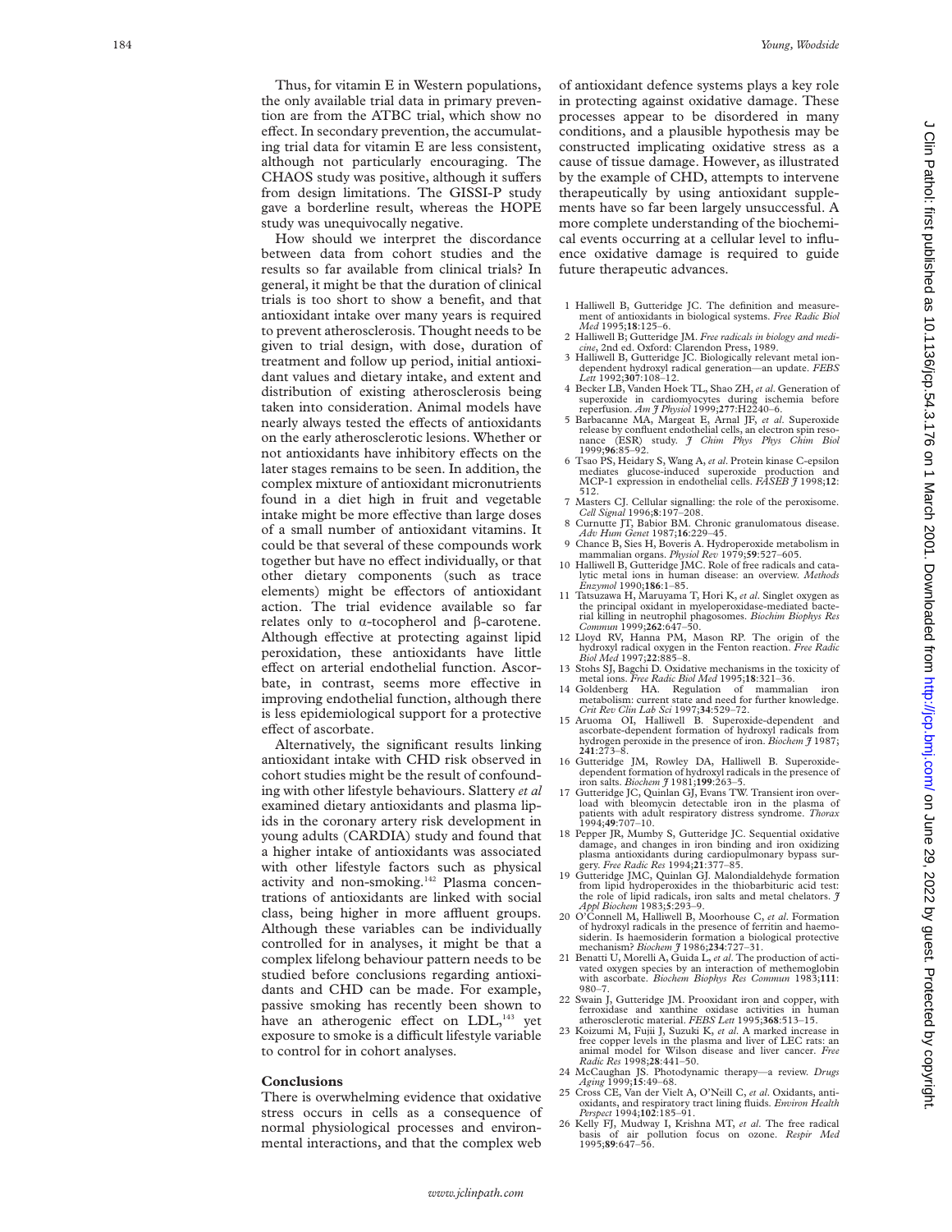Thus, for vitamin E in Western populations, the only available trial data in primary prevention are from the ATBC trial, which show no effect. In secondary prevention, the accumulating trial data for vitamin E are less consistent, although not particularly encouraging. The CHAOS study was positive, although it suffers from design limitations. The GISSI-P study gave a borderline result, whereas the HOPE study was unequivocally negative.

How should we interpret the discordance between data from cohort studies and the results so far available from clinical trials? In general, it might be that the duration of clinical trials is too short to show a benefit, and that antioxidant intake over many years is required to prevent atherosclerosis. Thought needs to be given to trial design, with dose, duration of treatment and follow up period, initial antioxidant values and dietary intake, and extent and distribution of existing atherosclerosis being taken into consideration. Animal models have nearly always tested the effects of antioxidants on the early atherosclerotic lesions. Whether or not antioxidants have inhibitory effects on the later stages remains to be seen. In addition, the complex mixture of antioxidant micronutrients found in a diet high in fruit and vegetable intake might be more effective than large doses of a small number of antioxidant vitamins. It could be that several of these compounds work together but have no effect individually, or that other dietary components (such as trace elements) might be effectors of antioxidant action. The trial evidence available so far relates only to α-tocopherol and β-carotene. Although effective at protecting against lipid peroxidation, these antioxidants have little effect on arterial endothelial function. Ascorbate, in contrast, seems more effective in improving endothelial function, although there is less epidemiological support for a protective effect of ascorbate.

Alternatively, the significant results linking antioxidant intake with CHD risk observed in cohort studies might be the result of confounding with other lifestyle behaviours. Slattery *et al* examined dietary antioxidants and plasma lipids in the coronary artery risk development in young adults (CARDIA) study and found that a higher intake of antioxidants was associated with other lifestyle factors such as physical activity and non-smoking.[142] Plasma concentrations of antioxidants are linked with social class, being higher in more affluent groups. Although these variables can be individually controlled for in analyses, it might be that a complex lifelong behaviour pattern needs to be studied before conclusions regarding antioxidants and CHD can be made. For example, passive smoking has recently been shown to have an atherogenic effect on LDL,[143] yet exposure to smoke is a difficult lifestyle variable to control for in cohort analyses.

## Conclusions

There is overwhelming evidence that oxidative stress occurs in cells as a consequence of normal physiological processes and environmental interactions, and that the complex web of antioxidant defence systems plays a key role in protecting against oxidative damage. These processes appear to be disordered in many conditions, and a plausible hypothesis may be constructed implicating oxidative stress as a cause of tissue damage. However, as illustrated by the example of CHD, attempts to intervene therapeutically by using antioxidant supplements have so far been largely unsuccessful. A more complete understanding of the biochemical events occurring at a cellular level to influence oxidative damage is required to guide future therapeutic advances.

1 Halliwell B, Gutteridge JC. The definition and measurement of antioxidants in biological systems. *Free Radic Biol Med* 1995;**18**:125–6.
2 Halliwell B; Gutteridge JM. *Free radicals in biology and medicine*, 2nd ed. Oxford: Clarendon Press, 1989.
3 Halliwell B, Gutteridge JC. Biologically relevant metal ion-dependent hydroxyl radical generation—an update. *FEBS Lett* 1992;**307**:108–12.
4 Becker LB, Vanden Hoek TL, Shao ZH, *et al*. Generation of superoxide in cardiomyocytes during ischemia before reperfusion. *Am J Physiol* 1999;**277**:H2240–6.
5 Barbacanne MA, Margeat E, Arnal JF, *et al*. Superoxide release by confluent endothelial cells, an electron spin resonance (ESR) study. *J Chim Phys Phys Chim Biol* 1999;**96**:85–92.
6 Tsao PS, Heidary S, Wang A, *et al*. Protein kinase C-epsilon mediates glucose-induced superoxide production and MCP-1 expression in endothelial cells. *FASEB J* 1998;**12**: 512.
7 Masters CJ. Cellular signalling: the role of the peroxisome. *Cell Signal* 1996;**8**:197–208.
8 Curnutte JT, Babior BM. Chronic granulomatous disease. *Adv Hum Genet* 1987;**16**:229–45.
9 Chance B, Sies H, Boveris A. Hydroperoxide metabolism in mammalian organs. *Physiol Rev* 1979;**59**:527–605.
10 Halliwell B, Gutteridge JMC. Role of free radicals and catalytic metal ions in human disease: an overview. *Methods Enzymol* 1990;**186**:1–85.
11 Tatsuzawa H, Maruyama T, Hori K, *et al*. Singlet oxygen as the principal oxidant in myeloperoxidase-mediated bacterial killing in neutrophil phagosomes. *Biochim Biophys Res Commun* 1999;**262**:647–50.
12 Lloyd RV, Hanna PM, Mason RP. The origin of the hydroxyl radical oxygen in the Fenton reaction. *Free Radic Biol Med* 1997;**22**:885–8.
13 Stohs SJ, Bagchi D. Oxidative mechanisms in the toxicity of metal ions. *Free Radic Biol Med* 1995;**18**:321–36.
14 Goldenberg HA. Regulation of mammalian iron metabolism: current state and need for further knowledge. *Crit Rev Clin Lab Sci* 1997;**34**:529–72.
15 Aruoma OI, Halliwell B. Superoxide-dependent and ascorbate-dependent formation of hydroxyl radicals from hydrogen peroxide in the presence of iron. *Biochem J* 1987; **241**:273–8.
16 Gutteridge JM, Rowley DA, Halliwell B. Superoxide-dependent formation of hydroxyl radicals in the presence of iron salts. *Biochem J* 1981;**199**:263–5.
17 Gutteridge JC, Quinlan GJ, Evans TW. Transient iron overload with bleomycin detectable iron in the plasma of patients with adult respiratory distress syndrome. *Thorax* 1994;**49**:707–10.
18 Pepper JR, Mumby S, Gutteridge JC. Sequential oxidative damage, and changes in iron binding and iron oxidizing plasma antioxidants during cardiopulmonary bypass surgery. *Free Radic Res* 1994;**21**:377–85.
19 Gutteridge JMC, Quinlan GJ. Malondialdehyde formation from lipid hydroperoxides in the thiobarbituric acid test: the role of lipid radicals, iron salts and metal chelators. *J Appl Biochem* 1983;**5**:293–9.
20 O'Connell M, Halliwell B, Moorhouse C, *et al*. Formation of hydroxyl radicals in the presence of ferritin and haemosiderin. Is haemosiderin formation a biological protective mechanism? *Biochem J* 1986;**234**:727–31.
21 Benatti U, Morelli A, Guida L, *et al*. The production of activated oxygen species by an interaction of methemoglobin with ascorbate. *Biochem Biophys Res Commun* 1983;**111**: 980–7.
22 Swain J, Gutteridge JM. Prooxidant iron and copper, with ferroxidase and xanthine oxidase activities in human atherosclerotic material. *FEBS Lett* 1995;**368**:513–15.
23 Koizumi M, Fujii J, Suzuki K, *et al*. A marked increase in free copper levels in the plasma and liver of LEC rats: an animal model for Wilson disease and liver cancer. *Free Radic Res* 1998;**28**:441–50.
24 McCaughan JS. Photodynamic therapy—a review. *Drugs Aging* 1999;**15**:49–68.
25 Cross CE, Van der Vielt A, O'Neill C, *et al*. Oxidants, antioxidants, and respiratory tract lining fluids. *Environ Health Perspect* 1994;**102**:185–91.
26 Kelly FJ, Mudway I, Krishna MT, *et al*. The free radical basis of air pollution focus on ozone. *Respir Med* 1995;**89**:647–56.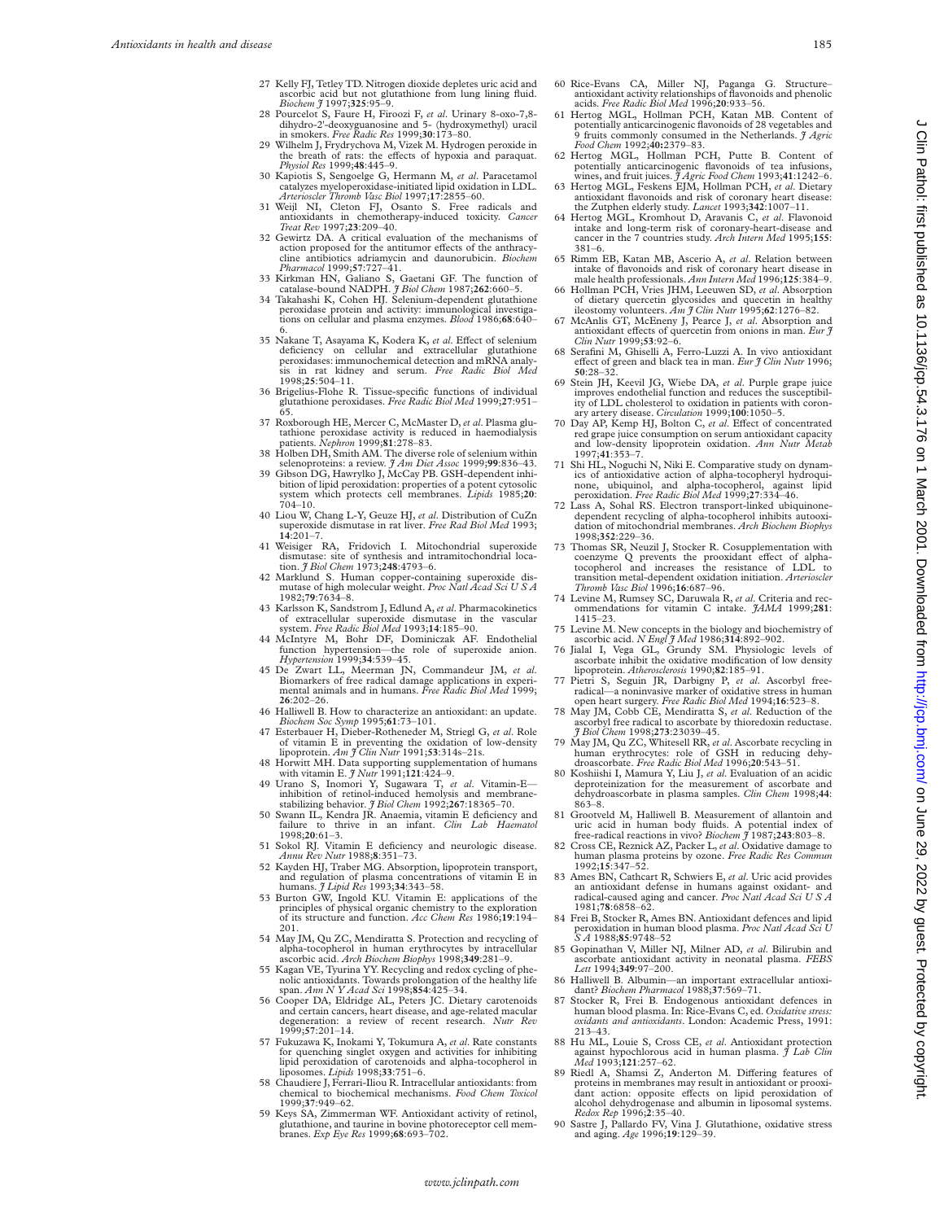27 Kelly FJ, Tetley TD. Nitrogen dioxide depletes uric acid and ascorbic acid but not glutathione from lung lining fluid. *Biochem J* 1997;**325**:95–9.

28 Pourcelot S, Faure H, Firoozi F, *et al*. Urinary 8-oxo-7,8-dihydro-2'-deoxyguanosine and 5- (hydroxymethyl) uracil in smokers. *Free Radic Res* 1999;**30**:173–80.

29 Wilhelm J, Frydrychova M, Vizek M. Hydrogen peroxide in the breath of rats: the effects of hypoxia and paraquat. *Physiol Res* 1999;**48**:445–9.

30 Kapiotis S, Sengoelge G, Hermann M, *et al*. Paracetamol catalyzes myeloperoxidase-initiated lipid oxidation in LDL. *Arterioscler Thromb Vasc Biol* 1997;**17**:2855–60.

31 Weijl NI, Cleton FJ, Osanto S. Free radicals and antioxidants in chemotherapy-induced toxicity. *Cancer Treat Rev* 1997;**23**:209–40.

32 Gewirtz DA. A critical evaluation of the mechanisms of action proposed for the antitumor effects of the anthracycline antibiotics adriamycin and daunorubicin. *Biochem Pharmacol* 1999;**57**:727–41.

33 Kirkman HN, Galiano S, Gaetani GF. The function of catalase-bound NADPH. *J Biol Chem* 1987;**262**:660–5.

34 Takahashi K, Cohen HJ. Selenium-dependent glutathione peroxidase protein and activity: immunological investigations on cellular and plasma enzymes. *Blood* 1986;**68**:640–6.

35 Nakane T, Asayama K, Kodera K, *et al*. Effect of selenium deficiency on cellular and extracellular glutathione peroxidases: immunochemical detection and mRNA analysis in rat kidney and serum. *Free Radic Biol Med* 1998;**25**:504–11.

36 Brigelius-Flohe R. Tissue-specific functions of individual glutathione peroxidases. *Free Radic Biol Med* 1999;**27**:951–65.

37 Roxborough HE, Mercer C, McMaster D, *et al*. Plasma glutathione peroxidase activity is reduced in haemodialysis patients. *Nephron* 1999;**81**:278–83.

38 Holben DH, Smith AM. The diverse role of selenium within selenoproteins: a review. *J Am Diet Assoc* 1999;**99**:836–43.

39 Gibson DG, Hawrylko J, McCay PB. GSH-dependent inhibition of lipid peroxidation: properties of a potent cytosolic system which protects cell membranes. *Lipids* 1985;**20**:704–10.

40 Liou W, Chang L-Y, Geuze HJ, *et al*. Distribution of CuZn superoxide dismutase in rat liver. *Free Rad Biol Med* 1993;**14**:201–7.

41 Weisiger RA, Fridovich I. Mitochondrial superoxide dismutase: site of synthesis and intramitochondrial location. *J Biol Chem* 1973;**248**:4793–6.

42 Marklund S. Human copper-containing superoxide dismutase of high molecular weight. *Proc Natl Acad Sci U S A* 1982;**79**:7634–8.

43 Karlsson K, Sandstrom J, Edlund A, *et al*. Pharmacokinetics of extracellular superoxide dismutase in the vascular system. *Free Radic Biol Med* 1993;**14**:185–90.

44 McIntyre M, Bohr DF, Dominiczak AF. Endothelial function hypertension—the role of superoxide anion. *Hypertension* 1999;**34**:539–45.

45 De Zwart LL, Meerman JN, Commandeur JM, *et al*. Biomarkers of free radical damage applications in experimental animals and in humans. *Free Radic Biol Med* 1999;**26**:202–26.

46 Halliwell B. How to characterize an antioxidant: an update. *Biochem Soc Symp* 1995;**61**:73–101.

47 Esterbauer H, Dieber-Rotheneder M, Striegl G, *et al*. Role of vitamin E in preventing the oxidation of low-density lipoprotein. *Am J Clin Nutr* 1991;**53**:314s–21s.

48 Horwitt MH. Data supporting supplementation of humans with vitamin E. *J Nutr* 1991;**121**:424–9.

49 Urano S, Inomori Y, Sugawara T, *et al*. Vitamin-E—inhibition of retinol-induced hemolysis and membrane-stabilizing behavior. *J Biol Chem* 1992;**267**:18365–70.

50 Swann IL, Kendra JR. Anaemia, vitamin E deficiency and failure to thrive in an infant. *Clin Lab Haematol* 1998;**20**:61–3.

51 Sokol RJ. Vitamin E deficiency and neurologic disease. *Annu Rev Nutr* 1988;**8**:351–73.

52 Kayden HJ, Traber MG. Absorption, lipoprotein transport, and regulation of plasma concentrations of vitamin E in humans. *J Lipid Res* 1993;**34**:343–58.

53 Burton GW, Ingold KU. Vitamin E: applications of the principles of physical organic chemistry to the exploration of its structure and function. *Acc Chem Res* 1986;**19**:194–201.

54 May JM, Qu ZC, Mendiratta S. Protection and recycling of alpha-tocopherol in human erythrocytes by intracellular ascorbic acid. *Arch Biochem Biophys* 1998;**349**:281–9.

55 Kagan VE, Tyurina YY. Recycling and redox cycling of phenolic antioxidants. Towards prolongation of the healthy life span. *Ann N Y Acad Sci* 1998;**854**:425–34.

56 Cooper DA, Eldridge AL, Peters JC. Dietary carotenoids and certain cancers, heart disease, and age-related macular degeneration: a review of recent research. *Nutr Rev* 1999;**57**:201–14.

57 Fukuzawa K, Inokami Y, Tokumura A, *et al*. Rate constants for quenching singlet oxygen and activities for inhibiting lipid peroxidation of carotenoids and alpha-tocopherol in liposomes. *Lipids* 1998;**33**:751–6.

58 Chaudiere J, Ferrari-Iliou R. Intracellular antioxidants: from chemical to biochemical mechanisms. *Food Chem Toxicol* 1999;**37**:949–62.

59 Keys SA, Zimmerman WF. Antioxidant activity of retinol, glutathione, and taurine in bovine photoreceptor cell membranes. *Exp Eye Res* 1999;**68**:693–702.

60 Rice-Evans CA, Miller NJ, Paganga G. Structure–antioxidant activity relationships of flavonoids and phenolic acids. *Free Radic Biol Med* 1996;**20**:933–56.

61 Hertog MGL, Hollman PCH, Katan MB. Content of potentially anticarcinogenic flavonoids of 28 vegetables and 9 fruits commonly consumed in the Netherlands. *J Agric Food Chem* 1992;**40:**2379–83.

62 Hertog MGL, Hollman PCH, Putte B. Content of potentially anticarcinogenic flavonoids of tea infusions, wines, and fruit juices. *J Agric Food Chem* 1993;**41**:1242–6.

63 Hertog MGL, Feskens EJM, Hollman PCH, *et al*. Dietary antioxidant flavonoids and risk of coronary heart disease: the Zutphen elderly study. *Lancet* 1993;**342**:1007–11.

64 Hertog MGL, Kromhout D, Aravanis C, *et al*. Flavonoid intake and long-term risk of coronary-heart-disease and cancer in the 7 countries study. *Arch Intern Med* 1995;**155**:381–6.

65 Rimm EB, Katan MB, Ascerio A, *et al*. Relation between intake of flavonoids and risk of coronary heart disease in male health professionals. *Ann Intern Med* 1996;**125**:384–9.

66 Hollman PCH, Vries JHM, Leeuwen SD, *et al*. Absorption of dietary quercetin glycosides and quecetin in healthy ileostomy volunteers. *Am J Clin Nutr* 1995;**62**:1276–82.

67 McAnlis GT, McEneny J, Pearce J, *et al*. Absorption and antioxidant effects of quercetin from onions in man. *Eur J Clin Nutr* 1999;**53**:92–6.

68 Serafini M, Ghiselli A, Ferro-Luzzi A. In vivo antioxidant effect of green and black tea in man. *Eur J Clin Nutr* 1996;**50**:28–32.

69 Stein JH, Keevil JG, Wiebe DA, *et al*. Purple grape juice improves endothelial function and reduces the susceptibility of LDL cholesterol to oxidation in patients with coronary artery disease. *Circulation* 1999;**100**:1050–5.

70 Day AP, Kemp HJ, Bolton C, *et al*. Effect of concentrated red grape juice consumption on serum antioxidant capacity and low-density lipoprotein oxidation. *Ann Nutr Metab* 1997;**41**:353–7.

71 Shi HL, Noguchi N, Niki E. Comparative study on dynamics of antioxidative action of alpha-tocopheryl hydroquinone, ubiquinol, and alpha-tocopherol, against lipid peroxidation. *Free Radic Biol Med* 1999;**27**:334–46.

72 Lass A, Sohal RS. Electron transport-linked ubiquinone-dependent recycling of alpha-tocopherol inhibits autooxidation of mitochondrial membranes. *Arch Biochem Biophys* 1998;**352**:229–36.

73 Thomas SR, Neuzil J, Stocker R. Cosupplementation with coenzyme Q prevents the prooxidant effect of alpha-tocopherol and increases the resistance of LDL to transition metal-dependent oxidation initiation. *Arterioscler Thromb Vasc Biol* 1996;**16**:687–96.

74 Levine M, Rumsey SC, Daruwala R, *et al*. Criteria and recommendations for vitamin C intake. *JAMA* 1999;**281**:1415–23.

75 Levine M. New concepts in the biology and biochemistry of ascorbic acid. *N Engl J Med* 1986;**314**:892–902.

76 Jialal I, Vega GL, Grundy SM. Physiologic levels of ascorbate inhibit the oxidative modification of low density lipoprotein. *Atherosclerosis* 1990;**82**:185–91.

77 Pietri S, Seguin JR, Darbigny P, *et al*. Ascorbyl free-radical—a noninvasive marker of oxidative stress in human open heart surgery. *Free Radic Biol Med* 1994;**16**:523–8.

78 May JM, Cobb CE, Mendiratta S, *et al*. Reduction of the ascorbyl free radical to ascorbate by thioredoxin reductase. *J Biol Chem* 1998;**273**:23039–45.

79 May JM, Qu ZC, Whitesell RR, *et al*. Ascorbate recycling in human erythrocytes: role of GSH in reducing dehydroascorbate. *Free Radic Biol Med* 1996;**20**:543–51.

80 Koshiishi I, Mamura Y, Liu J, *et al*. Evaluation of an acidic deproteinization for the measurement of ascorbate and dehydroascorbate in plasma samples. *Clin Chem* 1998;**44**:863–8.

81 Grootveld M, Halliwell B. Measurement of allantoin and uric acid in human body fluids. A potential index of free-radical reactions in vivo? *Biochem J* 1987;**243**:803–8.

82 Cross CE, Reznick AZ, Packer L, *et al*. Oxidative damage to human plasma proteins by ozone. *Free Radic Res Commun* 1992;**15**:347–52.

83 Ames BN, Cathcart R, Schwiers E, *et al*. Uric acid provides an antioxidant defense in humans against oxidant- and radical-caused aging and cancer. *Proc Natl Acad Sci U S A* 1981;**78**:6858–62.

84 Frei B, Stocker R, Ames BN. Antioxidant defences and lipid peroxidation in human blood plasma. *Proc Natl Acad Sci U S A* 1988;**85**:9748–52

85 Gopinathan V, Miller NJ, Milner AD, *et al*. Bilirubin and ascorbate antioxidant activity in neonatal plasma. *FEBS Lett* 1994;**349**:97–200.

86 Halliwell B. Albumin—an important extracellular antioxidant? *Biochem Pharmacol* 1988;**37**:569–71.

87 Stocker R, Frei B. Endogenous antioxidant defences in human blood plasma. In: Rice-Evans C, ed. *Oxidative stress: oxidants and antioxidants*. London: Academic Press, 1991: 213–43.

88 Hu ML, Louie S, Cross CE, *et al*. Antioxidant protection against hypochlorous acid in human plasma. *J Lab Clin Med* 1993;**121**:257–62.

89 Riedl A, Shamsi Z, Anderton M. Differing features of proteins in membranes may result in antioxidant or prooxidant action: opposite effects on lipid peroxidation of alcohol dehydrogenase and albumin in liposomal systems. *Redox Rep* 1996;**2**:35–40.

90 Sastre J, Pallardo FV, Vina J. Glutathione, oxidative stress and aging. *Age* 1996;**19**:129–39.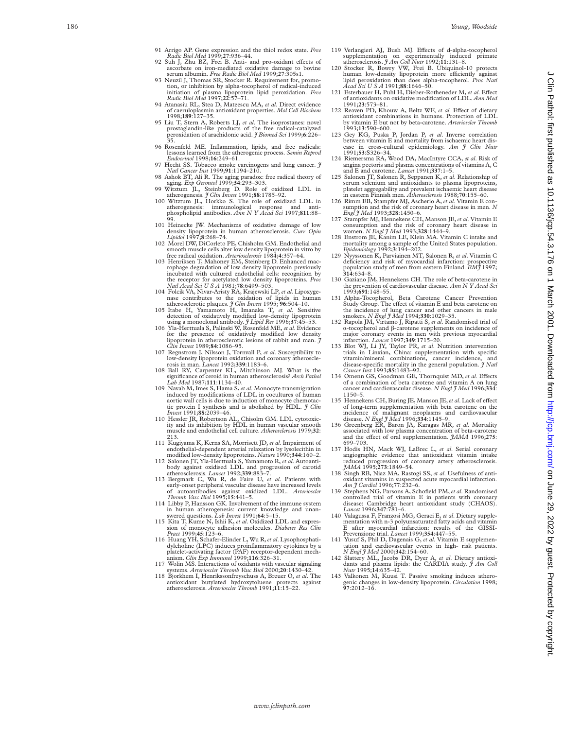91 Arrigo AP. Gene expression and the thiol redox state. *Free Radic Biol Med* 1999;**27**:936–44.

92 Suh J, Zhu BZ, Frei B. Anti- and pro-oxidant effects of ascorbate on iron-mediated oxidative damage to bovine serum albumin. *Free Radic Biol Med* 1999;**27**:305s1.

93 Neuzil J, Thomas SR, Stocker R. Requirement for, promotion, or inhibition by alpha-tocopherol of radical-induced initiation of plasma lipoprotein lipid peroxidation. *Free Radic Biol Med* 1997;**22**:57–71.

94 Atanasiu RL, Stea D, Mateescu MA, *et al*. Direct evidence of caeruloplasmin antioxidant properties. *Mol Cell Biochem* 1998;**189**:127–35.

95 Liu T, Stern A, Roberts LJ, *et al*. The isoprostanes: novel prostaglandin-like products of the free radical-catalyzed peroxidation of arachidonic acid. *J Biomed Sci* 1999;**6**:226–35.

96 Rosenfeld ME. Inflammation, lipids, and free radicals: lessons learned from the atherogenic process. *Semin Reprod Endocrinol* 1998;**16**:249–61.

97 Hecht SS. Tobacco smoke carcinogens and lung cancer. *J Natl Cancer Inst* 1999;**91**:1194–210.

98 Ashok BT, Ali R. The aging paradox: free radical theory of aging. *Exp Gerontol* 1999;**34**:293–303.

99 Witztum JL, Steinberg D. Role of oxidized LDL in atherogenesis. *J Clin Invest* 1991;**88**:1785–92.

100 Witztum JL, Horkko S. The role of oxidized LDL in atherogenesis: immunological response and antiphospholipid antibodies. *Ann N Y Acad Sci* 1997;**811**:88–99.

101 Heinecke JW. Mechanisms of oxidative damage of low density lipoprotein in human atherosclerosis. *Curr Opin Lipidol* 1997;**8**:268–74.

102 Morel DW, DiCorleto PE, Chisholm GM. Endothelial and smooth muscle cells alter low density lipoprotein in vitro by free radical oxidation. *Arteriosclerosis* 1984;**4**:357–64.

103 Henriksen T, Mahoney EM, Steinberg D. Enhanced macrophage degradation of low density lipoprotein previously incubated with cultured endothelial cells: recognition by the receptor for acetylated low density lipoproteins. *Proc Natl Acad Sci U S A* 1981;**78**:6499–503.

104 Folcik VA, Nivar-Aristy RA, Krajewski LP, *et al*. Lipoxygenase contributes to the oxidation of lipids in human atherosclerotic plaques. *J Clin Invest* 1995; **96**:504–10.

105 Itabe H, Yamamoto H, Imanaka T, *et al*. Sensitive detection of oxidatively modified low-density lipoprotein using a monoclonal antibody. *J Lipid Res* 1996;**37**:45–53.

106 Yla-Herttuala S, Palinski W, Rosenfeld ME, *et al*. Evidence for the presence of oxidatively modified low density lipoprotein in atherosclerotic lesions of rabbit and man. *J Clin Invest* 1989;**84**:1086–95.

107 Regnstrom J, Nilsson J, Tornvall P, *et al*. Susceptibility to low-density lipoprotein oxidation and coronary atherosclerosis in man. *Lancet* 1992;**339**:1183–6.

108 Ball RY, Carpenter KL, Mitchinson MJ. What is the significance of ceroid in human atherosclerosis? *Arch Pathol Lab Med* 1987;**111**:1134–40.

109 Navab M, Imes S, Hama S, *et al*. Monocyte transmigration induced by modifications of LDL in cocultures of human aortic wall cells is due to induction of monocyte chemotactic protein I synthesis and is abolished by HDL. *J Clin Invest* 1991;**88**:2039–46.

110 Hessler JR, Robertson AL, Chisolm GM. LDL cytotoxicity and its inhibition by HDL in human vascular smooth muscle and endothelial cell culture. *Atherosclerosis* 1979;**32**: 213.

111 Kugiyama K, Kerns SA, Morrisett JD, *et al*. Impairment of endothelial-dependent arterial relaxation by lysolecithin in modified low-density lipoproteins. *Nature* 1990;**344**:160–2.

112 Salonen JT, Yla-Herttuala S, Yamamoto R, *et al*. Autoantibody against oxidised LDL and progression of carotid atherosclerosis. *Lancet* 1992;**339**:883–7.

113 Bergmark C, Wu R, de Faire U, *et al*. Patients with early-onset peripheral vascular disease have increased levels of autoantibodies against oxidized LDL. *Arterioscler Thromb Vasc Biol* 1995;**15**:441–5.

114 Libby P, Hansson GK. Involvement of the immune system in human atherogenesis: current knowledge and unanswered questions. *Lab Invest* 1991;**64**:5–15.

115 Kita T, Kume N, Ishii K, *et al*. Oxidized LDL and expression of monocyte adhesion molecules. *Diabetes Res Clin Pract* 1999;**45**:123–6.

116 Huang YH, Schafer-Elinder L, Wu R, *et al*. Lysophosphatidylcholine (LPC) induces proinflammatory cytokines by a platelet-activating factor (PAF) receptor-dependent mechanism. *Clin Exp Immunol* 1999;**116**:326–31.

117 Wolin MS. Interactions of oxidants with vascular signaling systems. *Arterioscler Thromb Vasc Biol* 2000;**20**:1430–42.

118 Bjorkhem I, Henrikssonfreyschuss A, Breuer O, *et al*. The antioxidant butylated hydroxytoluene protects against atherosclerosis. *Arterioscler Thromb* 1991;**11**:15–22.

119 Verlangieri AJ, Bush MJ. Effects of d-alpha-tocopherol supplementation on experimentally induced primate atherosclerosis. *J Am Coll Nutr* 1992;**11**:131–8.

120 Stocker R, Bowry VW, Frei B. Ubiquinol-10 protects human low-density lipoprotein more efficiently against lipid peroxidation than does alpha-tocopherol. *Proc Natl Acad Sci U S A* 1991;**88**:1646–50.

121 Esterbauer H, Puhl H, Dieber-Rotheneder M, *et al*. Effect of antioxidants on oxidative modification of LDL. *Ann Med* 1991;**23**:573–81.

122 Reaven PD, Khouw A, Beltz WF, *et al*. Effect of dietary antioxidant combinations in humans. Protection of LDL by vitamin E but not by beta-carotene. *Arterioscler Thromb* 1993;**13**:590–600.

123 Gey KG, Puska P, Jordan P, *et al*. Inverse correlation between vitamin E and mortality from ischaemic heart disease in cross-cultural epidemiology. *Am J Clin Nutr* 1991;**53**:S326–34.

124 Riemersma RA, Wood DA, MacIntyre CCA, *et al*. Risk of angina pectoris and plasma concentrations of vitamins A, C and E and carotene. *Lancet* 1991;**337**:1–5.

125 Salonen JT, Salonen R, Seppanen K, *et al*. Relationship of serum selenium and antioxidants to plasma lipoproteins, platelet aggregability and prevalent ischaemic heart disease in eastern Finnish men. *Atherosclerosis* 1988;**70**:155–60.

126 Rimm EB, Stampfer MJ, Ascherio A, *et al*. Vitamin E consumption and the risk of coronary heart disease in men. *N Engl J Med* 1993;**328**:1450–6.

127 Stampfer MJ, Hennekens CH, Manson JE, *et al*. Vitamin E consumption and the risk of coronary heart disease in women. *N Engl J Med* 1993;**328**:1444–9.

128 Enstrom JE, Kanim LE, Klein MA. Vitamin C intake and mortality among a sample of the United States population. *Epidemiology* 1992;**3**:194–202.

129 Nyyssonen K, Parviainen MT, Salonen R, *et al*. Vitamin C deficiency and risk of myocardial infarction: prospective population study of men from eastern Finland. *BMJ* 1997; **314**:634–8.

130 Gaziano JM, Hennekens CH. The role of beta-carotene in the prevention of cardiovascular disease. *Ann N Y Acad Sci* 1993;**691**:148–55.

131 Alpha-Tocopherol, Beta Carotene Cancer Prevention Study Group. The effect of vitamin E and beta carotene on the incidence of lung cancer and other cancers in male smokers. *N Engl J Med* 1994;**330**:1029–35.

132 Rapola JM, Virtamo J, Ripatti S, *et al*. Randomised trial of α-tocopherol and β-carotene supplements on incidence of major coronary events in men with previous myocardial infarction. *Lancet* 1997;**349**:1715–20.

133 Blot WJ, Li JY, Taylor PR, *et al*. Nutrition intervention trials in Linxian, China: supplementation with specific vitamin/mineral combinations, cancer incidence, and disease-specific mortality in the general population. *J Natl Cancer Inst* 1993;**85**:1483–92.

134 Omenn GS, Goodman GE, Thornquist MD, *et al*. Effects of a combination of beta carotene and vitamin A on lung cancer and cardiovascular disease. *N Engl J Med* 1996;**334**: 1150–5.

135 Hennekens CH, Buring JE, Manson JE, *et al*. Lack of effect of long-term supplementation with beta carotene on the incidence of malignant neoplasms and cardiovascular disease. *N Engl J Med* 1996;**334**:1145–9.

136 Greenberg ER, Baron JA, Karagas MR, *et al*. Mortality associated with low plasma concentration of beta-carotene and the effect of oral supplementation. *JAMA* 1996;**275**: 699–703.

137 Hodis HN, Mack WJ, LaBrec L, *et al*. Serial coronary angiographic evidence that antioxidant vitamin intake reduced progression of coronary artery atherosclerosis. *JAMA* 1995;**273**:1849–54.

138 Singh RB, Niaz MA, Rastogi SS, *et al*. Usefulness of antioxidant vitamins in suspected acute myocardial infarction. *Am J Cardiol* 1996;**77**:232–6.

139 Stephens NG, Parsons A, Schofield PM, *et al*. Randomised controlled trial of vitamin E in patients with coronary disease: Cambridge heart antioxidant study (CHAOS). *Lancet* 1996;**347**:781–6.

140 Valagussa F, Franzosi MG, Geraci E, *et al*. Dietary supplementation with n-3 polyunsaturated fatty acids and vitamin E after myocardial infarction: results of the GISSI-Prevenzione trial. *Lancet* 1999;**354**:447–55.

141 Yusuf S, Phil D, Dagenais G, *et al*. Vitamin E supplementation and cardiovascular events in high- risk patients. *N Engl J Med* 2000;**342**:154–60.

142 Slattery ML, Jacobs DR, Dyer A, *et al*. Dietary antioxidants and plasma lipids: the CARDIA study. *J Am Coll Nutr* 1995;**14**:635–42.

143 Valkonen M, Kuusi T. Passive smoking induces atherogenic changes in low-density lipoprotein. *Circulation* 1998; **97**:2012–16.